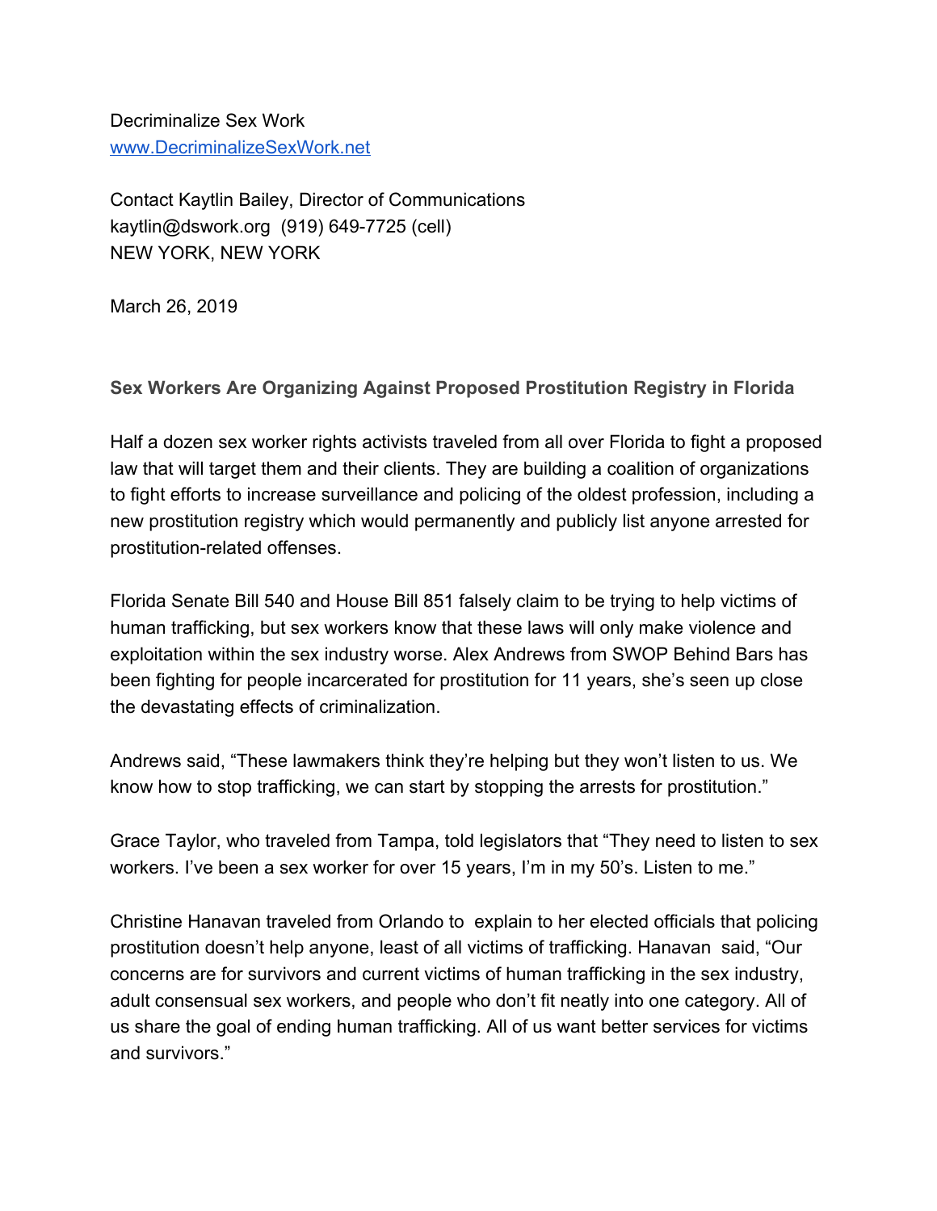Decriminalize Sex Work
www.DecriminalizeSexWork.net

Contact Kaytlin Bailey, Director of Communications
kaytlin@dswork.org (919) 649-7725 (cell)
NEW YORK, NEW YORK

March 26, 2019

**Sex Workers Are Organizing Against Proposed Prostitution Registry in Florida**

Half a dozen sex worker rights activists traveled from all over Florida to fight a proposed law that will target them and their clients. They are building a coalition of organizations to fight efforts to increase surveillance and policing of the oldest profession, including a new prostitution registry which would permanently and publicly list anyone arrested for prostitution-related offenses.

Florida Senate Bill 540 and House Bill 851 falsely claim to be trying to help victims of human trafficking, but sex workers know that these laws will only make violence and exploitation within the sex industry worse. Alex Andrews from SWOP Behind Bars has been fighting for people incarcerated for prostitution for 11 years, she's seen up close the devastating effects of criminalization.

Andrews said, "These lawmakers think they're helping but they won't listen to us. We know how to stop trafficking, we can start by stopping the arrests for prostitution."

Grace Taylor, who traveled from Tampa, told legislators that "They need to listen to sex workers. I've been a sex worker for over 15 years, I'm in my 50's. Listen to me."

Christine Hanavan traveled from Orlando to explain to her elected officials that policing prostitution doesn't help anyone, least of all victims of trafficking. Hanavan said, "Our concerns are for survivors and current victims of human trafficking in the sex industry, adult consensual sex workers, and people who don't fit neatly into one category. All of us share the goal of ending human trafficking. All of us want better services for victims and survivors."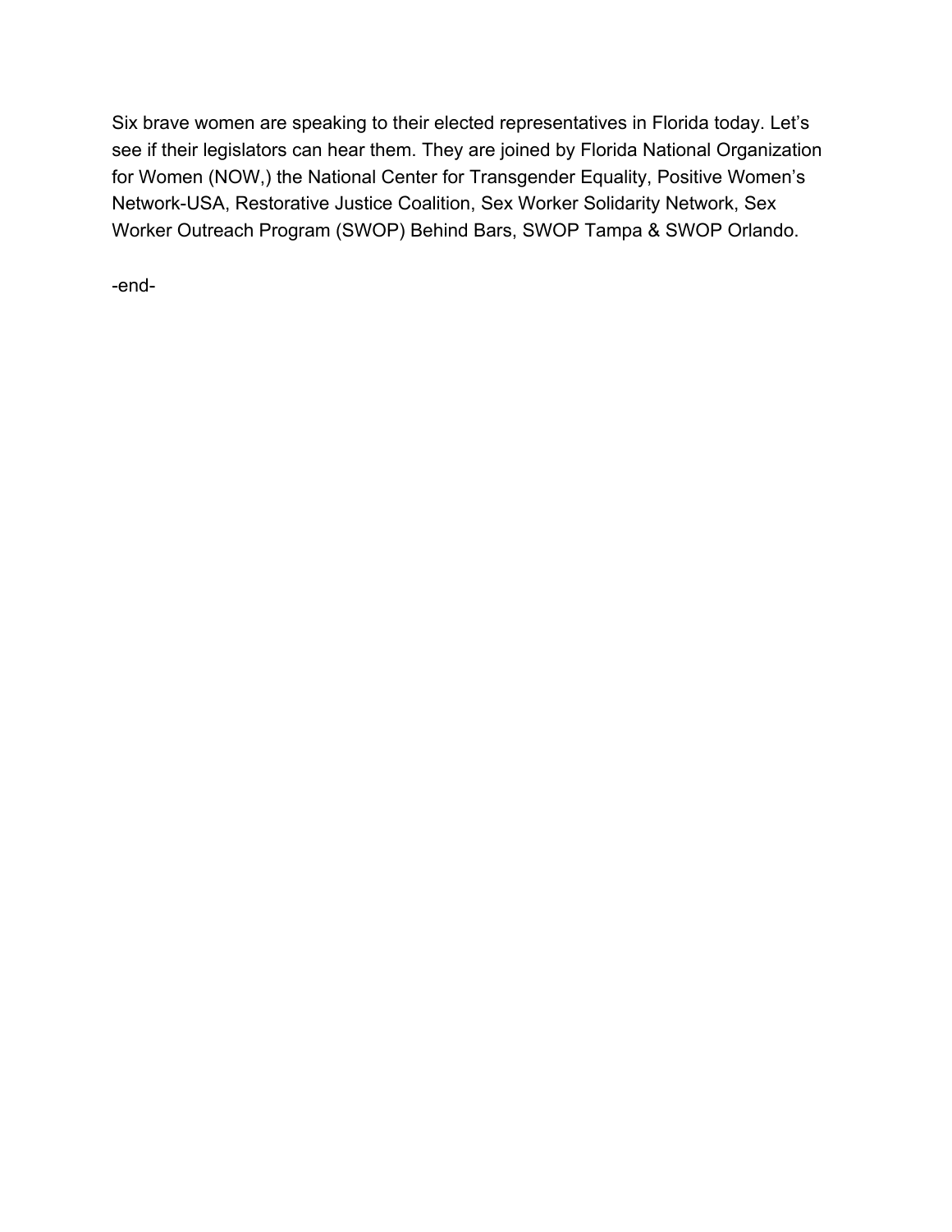Six brave women are speaking to their elected representatives in Florida today. Let's see if their legislators can hear them. They are joined by Florida National Organization for Women (NOW,) the National Center for Transgender Equality, Positive Women's Network-USA, Restorative Justice Coalition, Sex Worker Solidarity Network, Sex Worker Outreach Program (SWOP) Behind Bars, SWOP Tampa & SWOP Orlando.

-end-